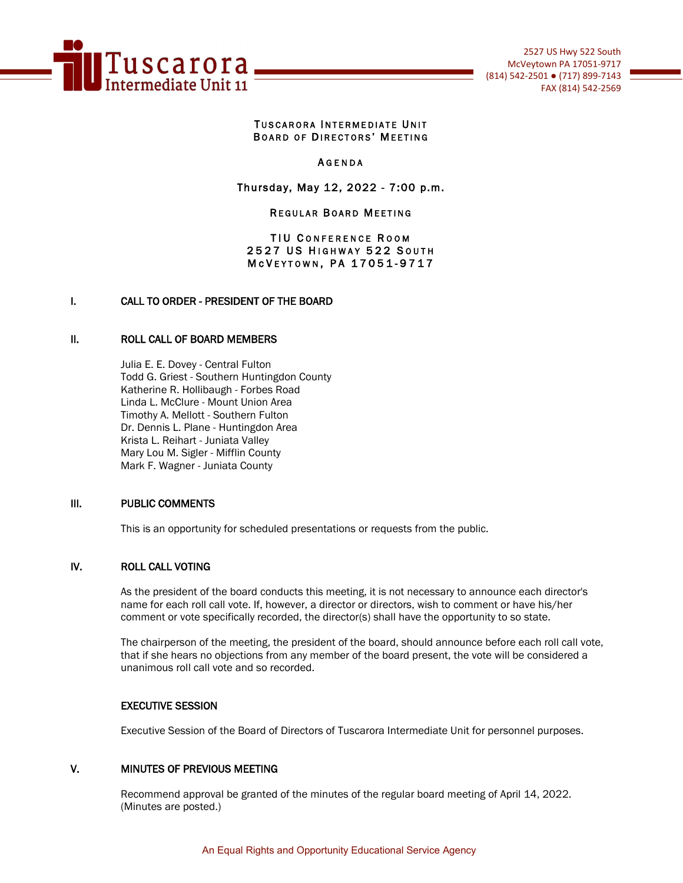Tuscarora Intermediate Unit 11

2527 US Hwy 522 South
McVeytown PA 17051-9717
(814) 542-2501 ● (717) 899-7143
FAX (814) 542-2569

# TUSCARORA INTERMEDIATE UNIT
# BOARD OF DIRECTORS' MEETING

## AGENDA

**Thursday, May 12, 2022 - 7:00 p.m.**

## REGULAR BOARD MEETING

TIU CONFERENCE ROOM
2527 US HIGHWAY 522 SOUTH
MCVEYTOWN, PA 17051-9717

## I. CALL TO ORDER - PRESIDENT OF THE BOARD

## II. ROLL CALL OF BOARD MEMBERS

Julia E. E. Dovey - Central Fulton
Todd G. Griest - Southern Huntingdon County
Katherine R. Hollibaugh - Forbes Road
Linda L. McClure - Mount Union Area
Timothy A. Mellott - Southern Fulton
Dr. Dennis L. Plane - Huntingdon Area
Krista L. Reihart - Juniata Valley
Mary Lou M. Sigler - Mifflin County
Mark F. Wagner - Juniata County

## III. PUBLIC COMMENTS

This is an opportunity for scheduled presentations or requests from the public.

## IV. ROLL CALL VOTING

As the president of the board conducts this meeting, it is not necessary to announce each director's name for each roll call vote. If, however, a director or directors, wish to comment or have his/her comment or vote specifically recorded, the director(s) shall have the opportunity to so state.

The chairperson of the meeting, the president of the board, should announce before each roll call vote, that if she hears no objections from any member of the board present, the vote will be considered a unanimous roll call vote and so recorded.

### EXECUTIVE SESSION

Executive Session of the Board of Directors of Tuscarora Intermediate Unit for personnel purposes.

## V. MINUTES OF PREVIOUS MEETING

Recommend approval be granted of the minutes of the regular board meeting of April 14, 2022. (Minutes are posted.)

An Equal Rights and Opportunity Educational Service Agency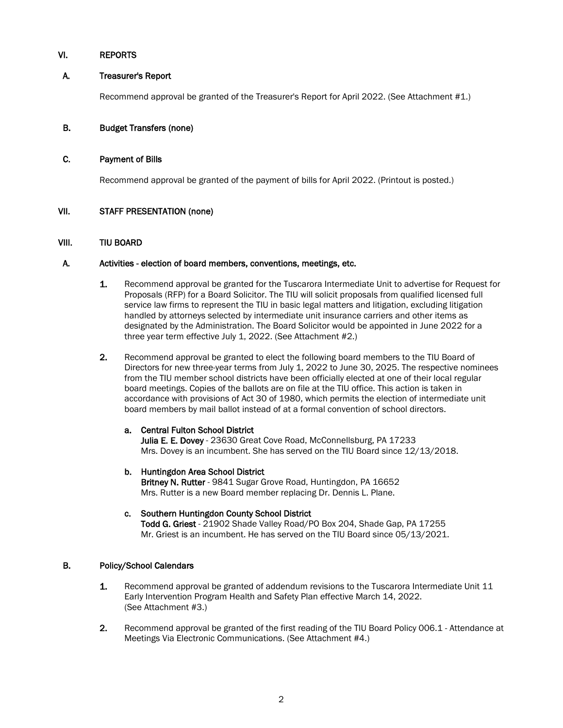## VI. REPORTS

### A. Treasurer's Report

Recommend approval be granted of the Treasurer's Report for April 2022. (See Attachment #1.)

### B. Budget Transfers (none)

### C. Payment of Bills

Recommend approval be granted of the payment of bills for April 2022. (Printout is posted.)

## VII. STAFF PRESENTATION (none)

## VIII. TIU BOARD

### A. Activities - election of board members, conventions, meetings, etc.

1. Recommend approval be granted for the Tuscarora Intermediate Unit to advertise for Request for Proposals (RFP) for a Board Solicitor. The TIU will solicit proposals from qualified licensed full service law firms to represent the TIU in basic legal matters and litigation, excluding litigation handled by attorneys selected by intermediate unit insurance carriers and other items as designated by the Administration. The Board Solicitor would be appointed in June 2022 for a three year term effective July 1, 2022. (See Attachment #2.)

2. Recommend approval be granted to elect the following board members to the TIU Board of Directors for new three-year terms from July 1, 2022 to June 30, 2025. The respective nominees from the TIU member school districts have been officially elected at one of their local regular board meetings. Copies of the ballots are on file at the TIU office. This action is taken in accordance with provisions of Act 30 of 1980, which permits the election of intermediate unit board members by mail ballot instead of at a formal convention of school directors.

   a. **Central Fulton School District**
   **Julia E. E. Dovey** - 23630 Great Cove Road, McConnellsburg, PA 17233
   Mrs. Dovey is an incumbent. She has served on the TIU Board since 12/13/2018.

   b. **Huntingdon Area School District**
   **Britney N. Rutter** - 9841 Sugar Grove Road, Huntingdon, PA 16652
   Mrs. Rutter is a new Board member replacing Dr. Dennis L. Plane.

   c. **Southern Huntingdon County School District**
   **Todd G. Griest** - 21902 Shade Valley Road/PO Box 204, Shade Gap, PA 17255
   Mr. Griest is an incumbent. He has served on the TIU Board since 05/13/2021.

### B. Policy/School Calendars

1. Recommend approval be granted of addendum revisions to the Tuscarora Intermediate Unit 11 Early Intervention Program Health and Safety Plan effective March 14, 2022. (See Attachment #3.)

2. Recommend approval be granted of the first reading of the TIU Board Policy 006.1 - Attendance at Meetings Via Electronic Communications. (See Attachment #4.)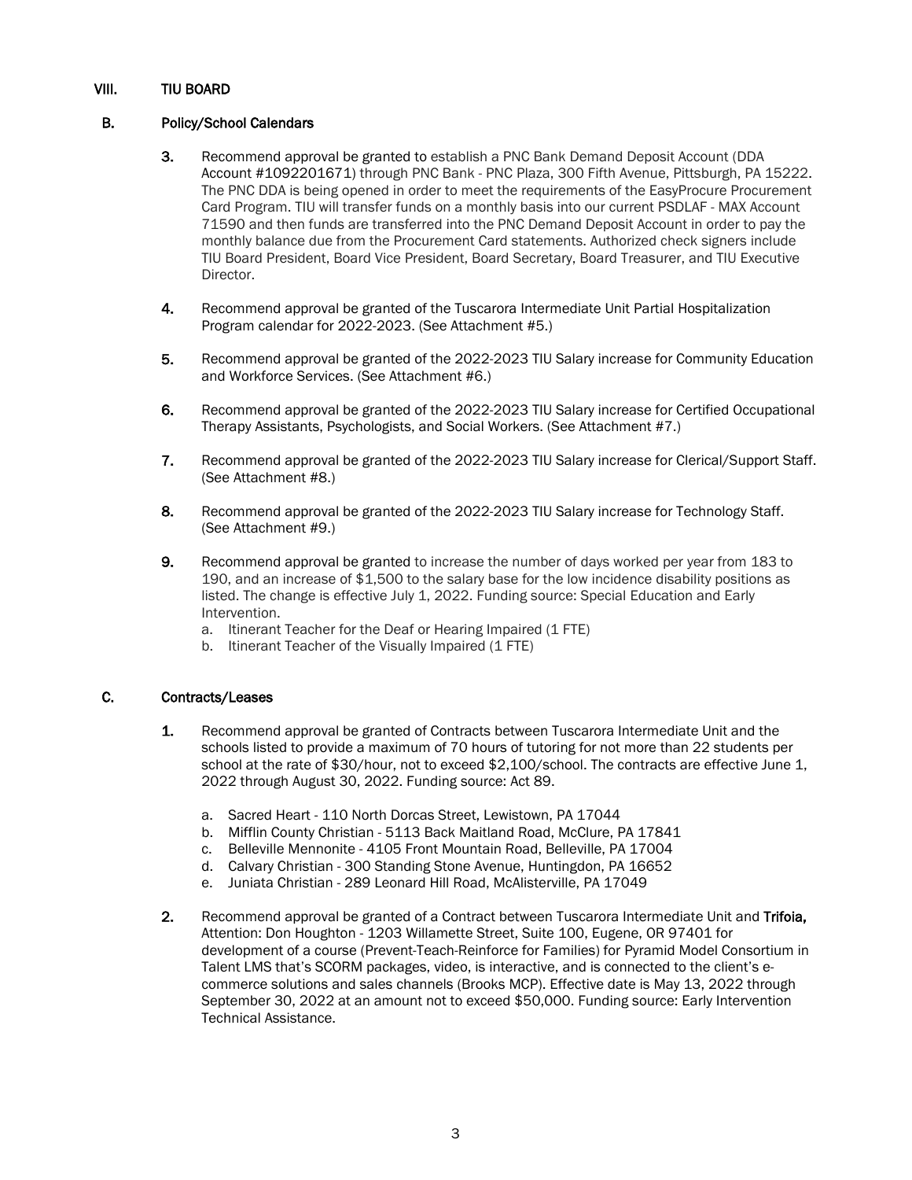## VIII. TIU BOARD

### B. Policy/School Calendars

3. Recommend approval be granted to establish a PNC Bank Demand Deposit Account (DDA Account #1092201671) through PNC Bank - PNC Plaza, 300 Fifth Avenue, Pittsburgh, PA 15222. The PNC DDA is being opened in order to meet the requirements of the EasyProcure Procurement Card Program. TIU will transfer funds on a monthly basis into our current PSDLAF - MAX Account 71590 and then funds are transferred into the PNC Demand Deposit Account in order to pay the monthly balance due from the Procurement Card statements. Authorized check signers include TIU Board President, Board Vice President, Board Secretary, Board Treasurer, and TIU Executive Director.

4. Recommend approval be granted of the Tuscarora Intermediate Unit Partial Hospitalization Program calendar for 2022-2023. (See Attachment #5.)

5. Recommend approval be granted of the 2022-2023 TIU Salary increase for Community Education and Workforce Services. (See Attachment #6.)

6. Recommend approval be granted of the 2022-2023 TIU Salary increase for Certified Occupational Therapy Assistants, Psychologists, and Social Workers. (See Attachment #7.)

7. Recommend approval be granted of the 2022-2023 TIU Salary increase for Clerical/Support Staff. (See Attachment #8.)

8. Recommend approval be granted of the 2022-2023 TIU Salary increase for Technology Staff. (See Attachment #9.)

9. Recommend approval be granted to increase the number of days worked per year from 183 to 190, and an increase of $1,500 to the salary base for the low incidence disability positions as listed. The change is effective July 1, 2022. Funding source: Special Education and Early Intervention.
   a. Itinerant Teacher for the Deaf or Hearing Impaired (1 FTE)
   b. Itinerant Teacher of the Visually Impaired (1 FTE)

### C. Contracts/Leases

1. Recommend approval be granted of Contracts between Tuscarora Intermediate Unit and the schools listed to provide a maximum of 70 hours of tutoring for not more than 22 students per school at the rate of $30/hour, not to exceed $2,100/school. The contracts are effective June 1, 2022 through August 30, 2022. Funding source: Act 89.

   a. Sacred Heart - 110 North Dorcas Street, Lewistown, PA 17044
   b. Mifflin County Christian - 5113 Back Maitland Road, McClure, PA 17841
   c. Belleville Mennonite - 4105 Front Mountain Road, Belleville, PA 17004
   d. Calvary Christian - 300 Standing Stone Avenue, Huntingdon, PA 16652
   e. Juniata Christian - 289 Leonard Hill Road, McAlisterville, PA 17049

2. Recommend approval be granted of a Contract between Tuscarora Intermediate Unit and **Trifoia,** Attention: Don Houghton - 1203 Willamette Street, Suite 100, Eugene, OR 97401 for development of a course (Prevent-Teach-Reinforce for Families) for Pyramid Model Consortium in Talent LMS that's SCORM packages, video, is interactive, and is connected to the client's e-commerce solutions and sales channels (Brooks MCP). Effective date is May 13, 2022 through September 30, 2022 at an amount not to exceed $50,000. Funding source: Early Intervention Technical Assistance.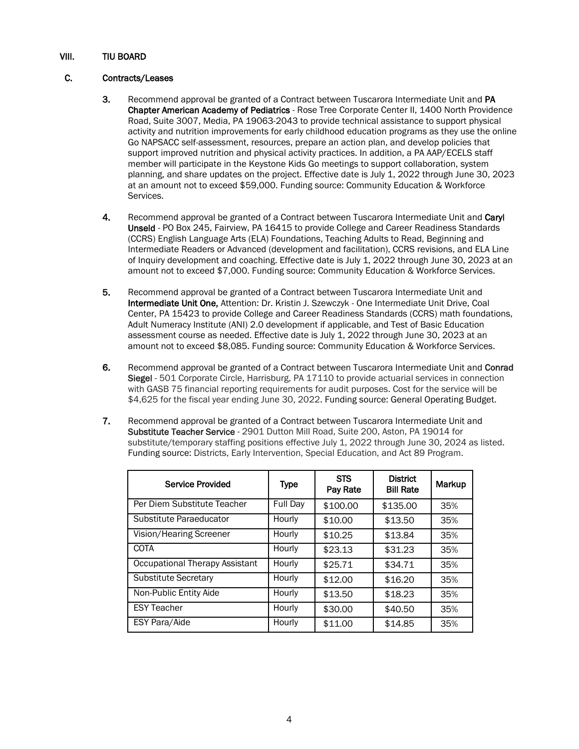## VIII. TIU BOARD

### C. Contracts/Leases

3. Recommend approval be granted of a Contract between Tuscarora Intermediate Unit and **PA Chapter American Academy of Pediatrics** - Rose Tree Corporate Center II, 1400 North Providence Road, Suite 3007, Media, PA 19063-2043 to provide technical assistance to support physical activity and nutrition improvements for early childhood education programs as they use the online Go NAPSACC self-assessment, resources, prepare an action plan, and develop policies that support improved nutrition and physical activity practices. In addition, a PA AAP/ECELS staff member will participate in the Keystone Kids Go meetings to support collaboration, system planning, and share updates on the project. Effective date is July 1, 2022 through June 30, 2023 at an amount not to exceed $59,000. Funding source: Community Education & Workforce Services.

4. Recommend approval be granted of a Contract between Tuscarora Intermediate Unit and **Caryl Unseld** - PO Box 245, Fairview, PA 16415 to provide College and Career Readiness Standards (CCRS) English Language Arts (ELA) Foundations, Teaching Adults to Read, Beginning and Intermediate Readers or Advanced (development and facilitation), CCRS revisions, and ELA Line of Inquiry development and coaching. Effective date is July 1, 2022 through June 30, 2023 at an amount not to exceed $7,000. Funding source: Community Education & Workforce Services.

5. Recommend approval be granted of a Contract between Tuscarora Intermediate Unit and **Intermediate Unit One,** Attention: Dr. Kristin J. Szewczyk - One Intermediate Unit Drive, Coal Center, PA 15423 to provide College and Career Readiness Standards (CCRS) math foundations, Adult Numeracy Institute (ANI) 2.0 development if applicable, and Test of Basic Education assessment course as needed. Effective date is July 1, 2022 through June 30, 2023 at an amount not to exceed $8,085. Funding source: Community Education & Workforce Services.

6. Recommend approval be granted of a Contract between Tuscarora Intermediate Unit and **Conrad Siegel** - 501 Corporate Circle, Harrisburg, PA 17110 to provide actuarial services in connection with GASB 75 financial reporting requirements for audit purposes. Cost for the service will be $4,625 for the fiscal year ending June 30, 2022. Funding source: General Operating Budget.

7. Recommend approval be granted of a Contract between Tuscarora Intermediate Unit and **Substitute Teacher Service** - 2901 Dutton Mill Road, Suite 200, Aston, PA 19014 for substitute/temporary staffing positions effective July 1, 2022 through June 30, 2024 as listed. Funding source: Districts, Early Intervention, Special Education, and Act 89 Program.

| Service Provided | Type | STS Pay Rate | District Bill Rate | Markup |
|---|---|---|---|---|
| Per Diem Substitute Teacher | Full Day | $100.00 | $135.00 | 35% |
| Substitute Paraeducator | Hourly | $10.00 | $13.50 | 35% |
| Vision/Hearing Screener | Hourly | $10.25 | $13.84 | 35% |
| COTA | Hourly | $23.13 | $31.23 | 35% |
| Occupational Therapy Assistant | Hourly | $25.71 | $34.71 | 35% |
| Substitute Secretary | Hourly | $12.00 | $16.20 | 35% |
| Non-Public Entity Aide | Hourly | $13.50 | $18.23 | 35% |
| ESY Teacher | Hourly | $30.00 | $40.50 | 35% |
| ESY Para/Aide | Hourly | $11.00 | $14.85 | 35% |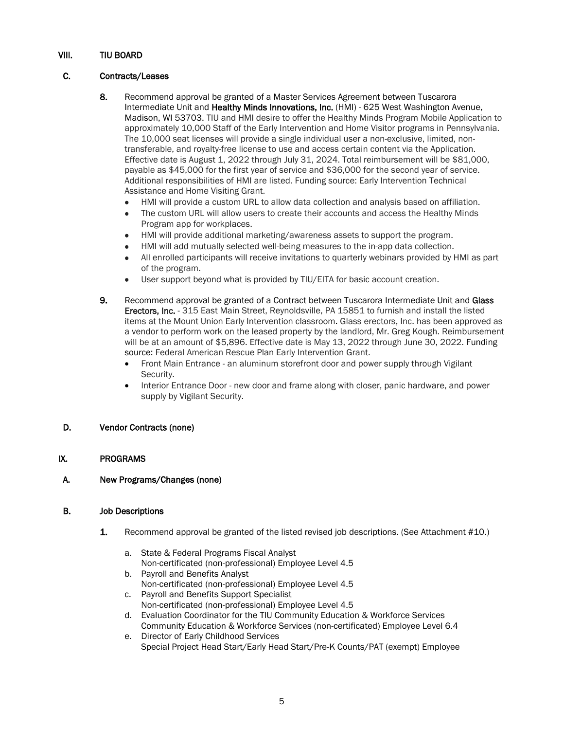## VIII. TIU BOARD

### C. Contracts/Leases

8. Recommend approval be granted of a Master Services Agreement between Tuscarora Intermediate Unit and **Healthy Minds Innovations, Inc.** (HMI) - 625 West Washington Avenue, Madison, WI 53703. TIU and HMI desire to offer the Healthy Minds Program Mobile Application to approximately 10,000 Staff of the Early Intervention and Home Visitor programs in Pennsylvania. The 10,000 seat licenses will provide a single individual user a non-exclusive, limited, non-transferable, and royalty-free license to use and access certain content via the Application. Effective date is August 1, 2022 through July 31, 2024. Total reimbursement will be $81,000, payable as $45,000 for the first year of service and $36,000 for the second year of service. Additional responsibilities of HMI are listed. Funding source: Early Intervention Technical Assistance and Home Visiting Grant.
   - HMI will provide a custom URL to allow data collection and analysis based on affiliation.
   - The custom URL will allow users to create their accounts and access the Healthy Minds Program app for workplaces.
   - HMI will provide additional marketing/awareness assets to support the program.
   - HMI will add mutually selected well-being measures to the in-app data collection.
   - All enrolled participants will receive invitations to quarterly webinars provided by HMI as part of the program.
   - User support beyond what is provided by TIU/EITA for basic account creation.

9. Recommend approval be granted of a Contract between Tuscarora Intermediate Unit and **Glass Erectors, Inc.** - 315 East Main Street, Reynoldsville, PA 15851 to furnish and install the listed items at the Mount Union Early Intervention classroom. Glass erectors, Inc. has been approved as a vendor to perform work on the leased property by the landlord, Mr. Greg Kough. Reimbursement will be at an amount of $5,896. Effective date is May 13, 2022 through June 30, 2022. Funding source: Federal American Rescue Plan Early Intervention Grant.
   - Front Main Entrance - an aluminum storefront door and power supply through Vigilant Security.
   - Interior Entrance Door - new door and frame along with closer, panic hardware, and power supply by Vigilant Security.

### D. Vendor Contracts (none)

## IX. PROGRAMS

### A. New Programs/Changes (none)

### B. Job Descriptions

1. Recommend approval be granted of the listed revised job descriptions. (See Attachment #10.)

   a. State & Federal Programs Fiscal Analyst
      Non-certificated (non-professional) Employee Level 4.5
   b. Payroll and Benefits Analyst
      Non-certificated (non-professional) Employee Level 4.5
   c. Payroll and Benefits Support Specialist
      Non-certificated (non-professional) Employee Level 4.5
   d. Evaluation Coordinator for the TIU Community Education & Workforce Services
      Community Education & Workforce Services (non-certificated) Employee Level 6.4
   e. Director of Early Childhood Services
      Special Project Head Start/Early Head Start/Pre-K Counts/PAT (exempt) Employee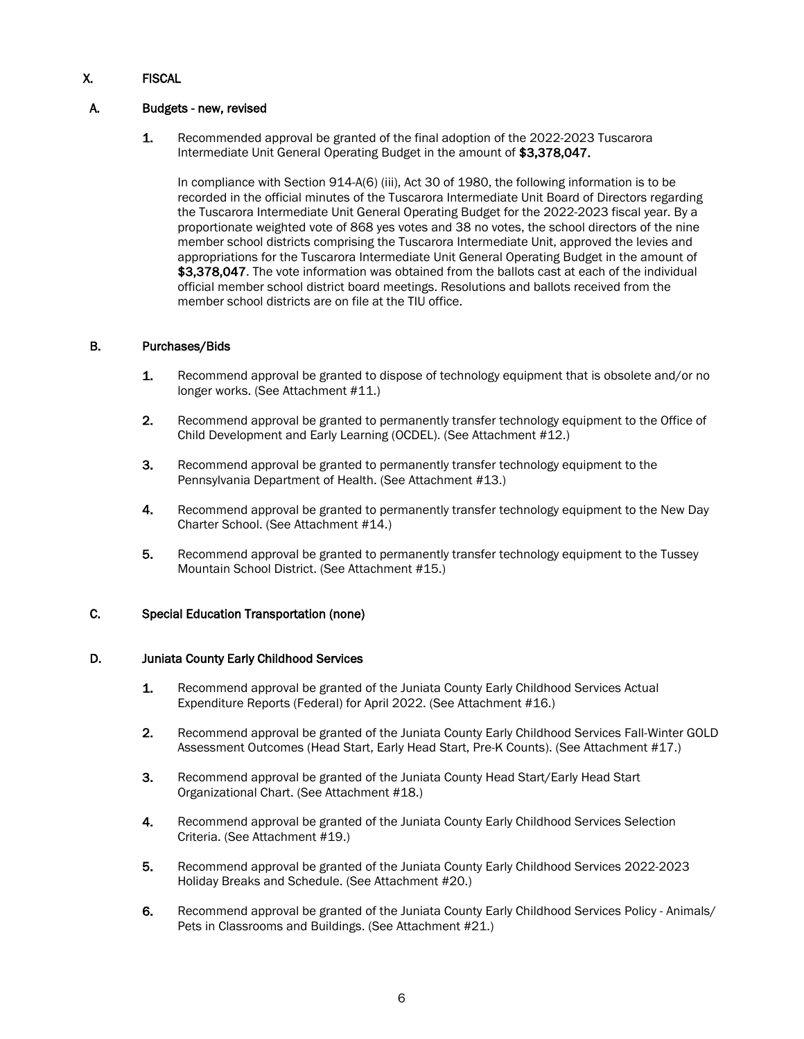## X. FISCAL

### A. Budgets - new, revised

1. Recommended approval be granted of the final adoption of the 2022-2023 Tuscarora Intermediate Unit General Operating Budget in the amount of **$3,378,047.**

   In compliance with Section 914-A(6) (iii), Act 30 of 1980, the following information is to be recorded in the official minutes of the Tuscarora Intermediate Unit Board of Directors regarding the Tuscarora Intermediate Unit General Operating Budget for the 2022-2023 fiscal year. By a proportionate weighted vote of 868 yes votes and 38 no votes, the school directors of the nine member school districts comprising the Tuscarora Intermediate Unit, approved the levies and appropriations for the Tuscarora Intermediate Unit General Operating Budget in the amount of **$3,378,047**. The vote information was obtained from the ballots cast at each of the individual official member school district board meetings. Resolutions and ballots received from the member school districts are on file at the TIU office.

### B. Purchases/Bids

1. Recommend approval be granted to dispose of technology equipment that is obsolete and/or no longer works. (See Attachment #11.)
2. Recommend approval be granted to permanently transfer technology equipment to the Office of Child Development and Early Learning (OCDEL). (See Attachment #12.)
3. Recommend approval be granted to permanently transfer technology equipment to the Pennsylvania Department of Health. (See Attachment #13.)
4. Recommend approval be granted to permanently transfer technology equipment to the New Day Charter School. (See Attachment #14.)
5. Recommend approval be granted to permanently transfer technology equipment to the Tussey Mountain School District. (See Attachment #15.)

### C. Special Education Transportation (none)

### D. Juniata County Early Childhood Services

1. Recommend approval be granted of the Juniata County Early Childhood Services Actual Expenditure Reports (Federal) for April 2022. (See Attachment #16.)
2. Recommend approval be granted of the Juniata County Early Childhood Services Fall-Winter GOLD Assessment Outcomes (Head Start, Early Head Start, Pre-K Counts). (See Attachment #17.)
3. Recommend approval be granted of the Juniata County Head Start/Early Head Start Organizational Chart. (See Attachment #18.)
4. Recommend approval be granted of the Juniata County Early Childhood Services Selection Criteria. (See Attachment #19.)
5. Recommend approval be granted of the Juniata County Early Childhood Services 2022-2023 Holiday Breaks and Schedule. (See Attachment #20.)
6. Recommend approval be granted of the Juniata County Early Childhood Services Policy - Animals/ Pets in Classrooms and Buildings. (See Attachment #21.)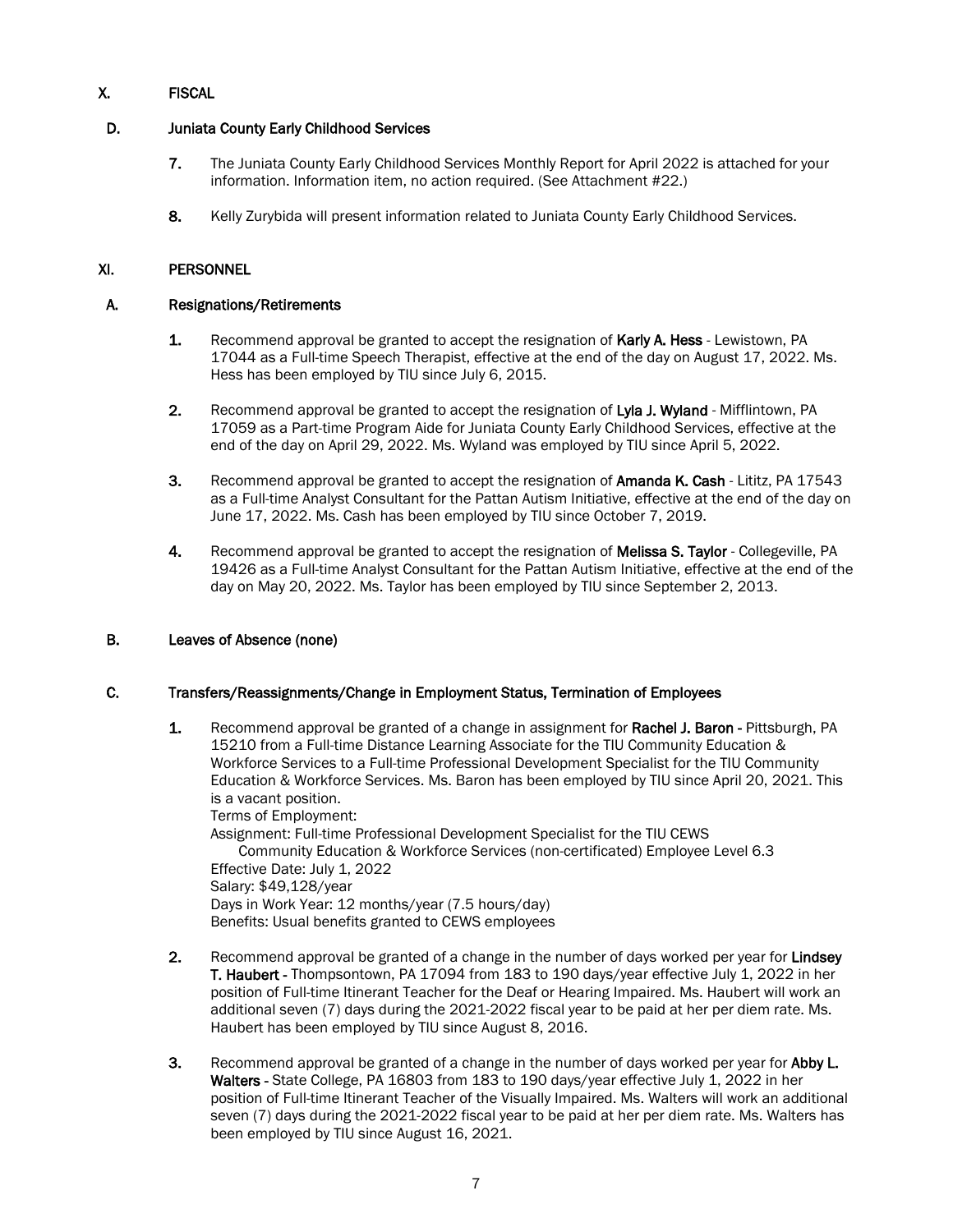## X. FISCAL

### D. Juniata County Early Childhood Services

7. The Juniata County Early Childhood Services Monthly Report for April 2022 is attached for your information. Information item, no action required. (See Attachment #22.)

8. Kelly Zurybida will present information related to Juniata County Early Childhood Services.

## XI. PERSONNEL

### A. Resignations/Retirements

1. Recommend approval be granted to accept the resignation of **Karly A. Hess** - Lewistown, PA 17044 as a Full-time Speech Therapist, effective at the end of the day on August 17, 2022. Ms. Hess has been employed by TIU since July 6, 2015.

2. Recommend approval be granted to accept the resignation of **Lyla J. Wyland** - Mifflintown, PA 17059 as a Part-time Program Aide for Juniata County Early Childhood Services, effective at the end of the day on April 29, 2022. Ms. Wyland was employed by TIU since April 5, 2022.

3. Recommend approval be granted to accept the resignation of **Amanda K. Cash** - Lititz, PA 17543 as a Full-time Analyst Consultant for the Pattan Autism Initiative, effective at the end of the day on June 17, 2022. Ms. Cash has been employed by TIU since October 7, 2019.

4. Recommend approval be granted to accept the resignation of **Melissa S. Taylor** - Collegeville, PA 19426 as a Full-time Analyst Consultant for the Pattan Autism Initiative, effective at the end of the day on May 20, 2022. Ms. Taylor has been employed by TIU since September 2, 2013.

### B. Leaves of Absence (none)

### C. Transfers/Reassignments/Change in Employment Status, Termination of Employees

1. Recommend approval be granted of a change in assignment for **Rachel J. Baron -** Pittsburgh, PA 15210 from a Full-time Distance Learning Associate for the TIU Community Education & Workforce Services to a Full-time Professional Development Specialist for the TIU Community Education & Workforce Services. Ms. Baron has been employed by TIU since April 20, 2021. This is a vacant position.
   Terms of Employment:
   Assignment: Full-time Professional Development Specialist for the TIU CEWS
   Community Education & Workforce Services (non-certificated) Employee Level 6.3
   Effective Date: July 1, 2022
   Salary: $49,128/year
   Days in Work Year: 12 months/year (7.5 hours/day)
   Benefits: Usual benefits granted to CEWS employees

2. Recommend approval be granted of a change in the number of days worked per year for **Lindsey T. Haubert -** Thompsontown, PA 17094 from 183 to 190 days/year effective July 1, 2022 in her position of Full-time Itinerant Teacher for the Deaf or Hearing Impaired. Ms. Haubert will work an additional seven (7) days during the 2021-2022 fiscal year to be paid at her per diem rate. Ms. Haubert has been employed by TIU since August 8, 2016.

3. Recommend approval be granted of a change in the number of days worked per year for **Abby L. Walters -** State College, PA 16803 from 183 to 190 days/year effective July 1, 2022 in her position of Full-time Itinerant Teacher of the Visually Impaired. Ms. Walters will work an additional seven (7) days during the 2021-2022 fiscal year to be paid at her per diem rate. Ms. Walters has been employed by TIU since August 16, 2021.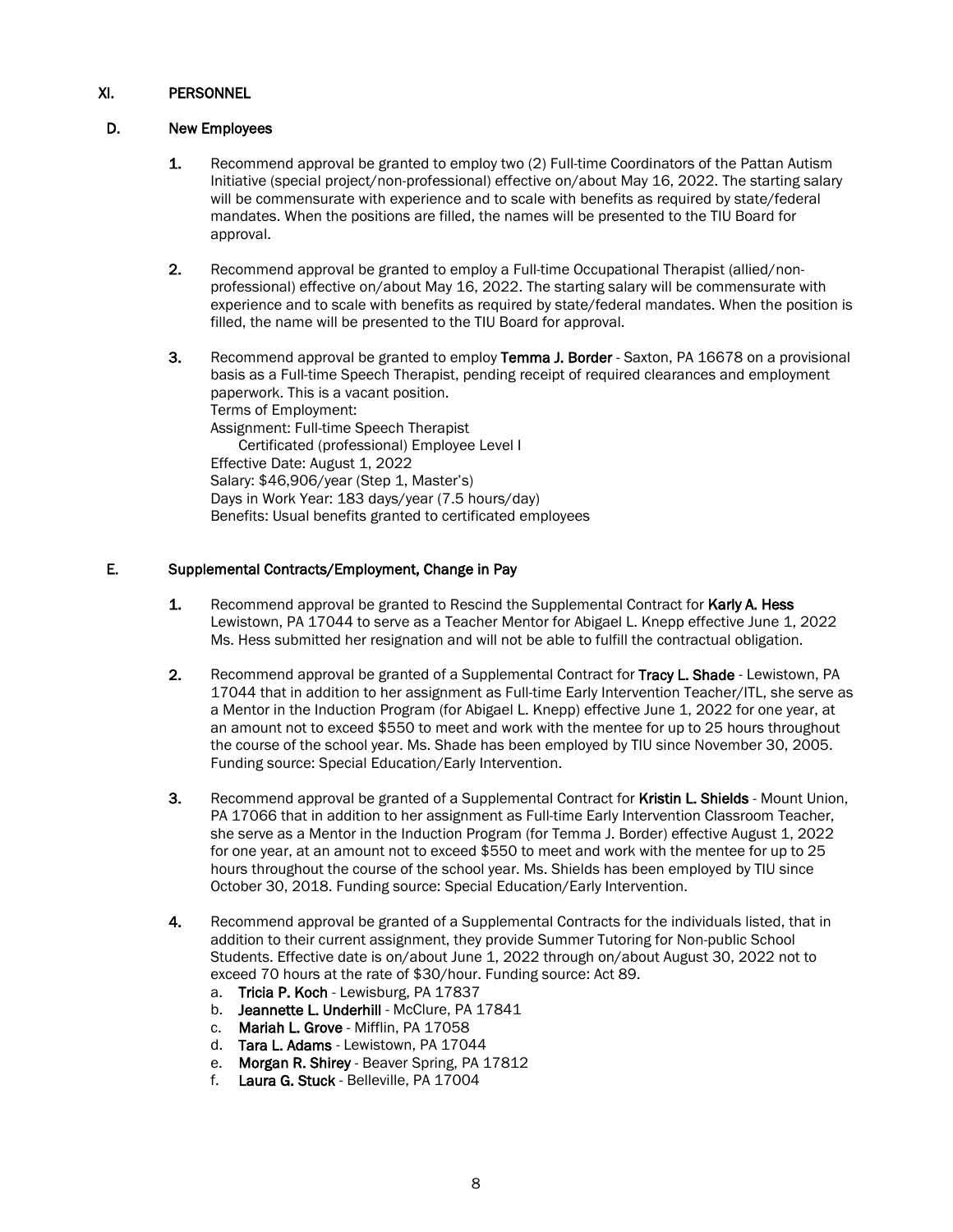## XI. PERSONNEL

### D. New Employees

1. Recommend approval be granted to employ two (2) Full-time Coordinators of the Pattan Autism Initiative (special project/non-professional) effective on/about May 16, 2022. The starting salary will be commensurate with experience and to scale with benefits as required by state/federal mandates. When the positions are filled, the names will be presented to the TIU Board for approval.

2. Recommend approval be granted to employ a Full-time Occupational Therapist (allied/non-professional) effective on/about May 16, 2022. The starting salary will be commensurate with experience and to scale with benefits as required by state/federal mandates. When the position is filled, the name will be presented to the TIU Board for approval.

3. Recommend approval be granted to employ **Temma J. Border** - Saxton, PA 16678 on a provisional basis as a Full-time Speech Therapist, pending receipt of required clearances and employment paperwork. This is a vacant position.
   Terms of Employment:
   Assignment: Full-time Speech Therapist
   Certificated (professional) Employee Level I
   Effective Date: August 1, 2022
   Salary: $46,906/year (Step 1, Master's)
   Days in Work Year: 183 days/year (7.5 hours/day)
   Benefits: Usual benefits granted to certificated employees

### E. Supplemental Contracts/Employment, Change in Pay

1. Recommend approval be granted to Rescind the Supplemental Contract for **Karly A. Hess** Lewistown, PA 17044 to serve as a Teacher Mentor for Abigael L. Knepp effective June 1, 2022 Ms. Hess submitted her resignation and will not be able to fulfill the contractual obligation.

2. Recommend approval be granted of a Supplemental Contract for **Tracy L. Shade** - Lewistown, PA 17044 that in addition to her assignment as Full-time Early Intervention Teacher/ITL, she serve as a Mentor in the Induction Program (for Abigael L. Knepp) effective June 1, 2022 for one year, at an amount not to exceed $550 to meet and work with the mentee for up to 25 hours throughout the course of the school year. Ms. Shade has been employed by TIU since November 30, 2005. Funding source: Special Education/Early Intervention.

3. Recommend approval be granted of a Supplemental Contract for **Kristin L. Shields** - Mount Union, PA 17066 that in addition to her assignment as Full-time Early Intervention Classroom Teacher, she serve as a Mentor in the Induction Program (for Temma J. Border) effective August 1, 2022 for one year, at an amount not to exceed $550 to meet and work with the mentee for up to 25 hours throughout the course of the school year. Ms. Shields has been employed by TIU since October 30, 2018. Funding source: Special Education/Early Intervention.

4. Recommend approval be granted of a Supplemental Contracts for the individuals listed, that in addition to their current assignment, they provide Summer Tutoring for Non-public School Students. Effective date is on/about June 1, 2022 through on/about August 30, 2022 not to exceed 70 hours at the rate of $30/hour. Funding source: Act 89.
   a. **Tricia P. Koch** - Lewisburg, PA 17837
   b. **Jeannette L. Underhill** - McClure, PA 17841
   c. **Mariah L. Grove** - Mifflin, PA 17058
   d. **Tara L. Adams** - Lewistown, PA 17044
   e. **Morgan R. Shirey** - Beaver Spring, PA 17812
   f. **Laura G. Stuck** - Belleville, PA 17004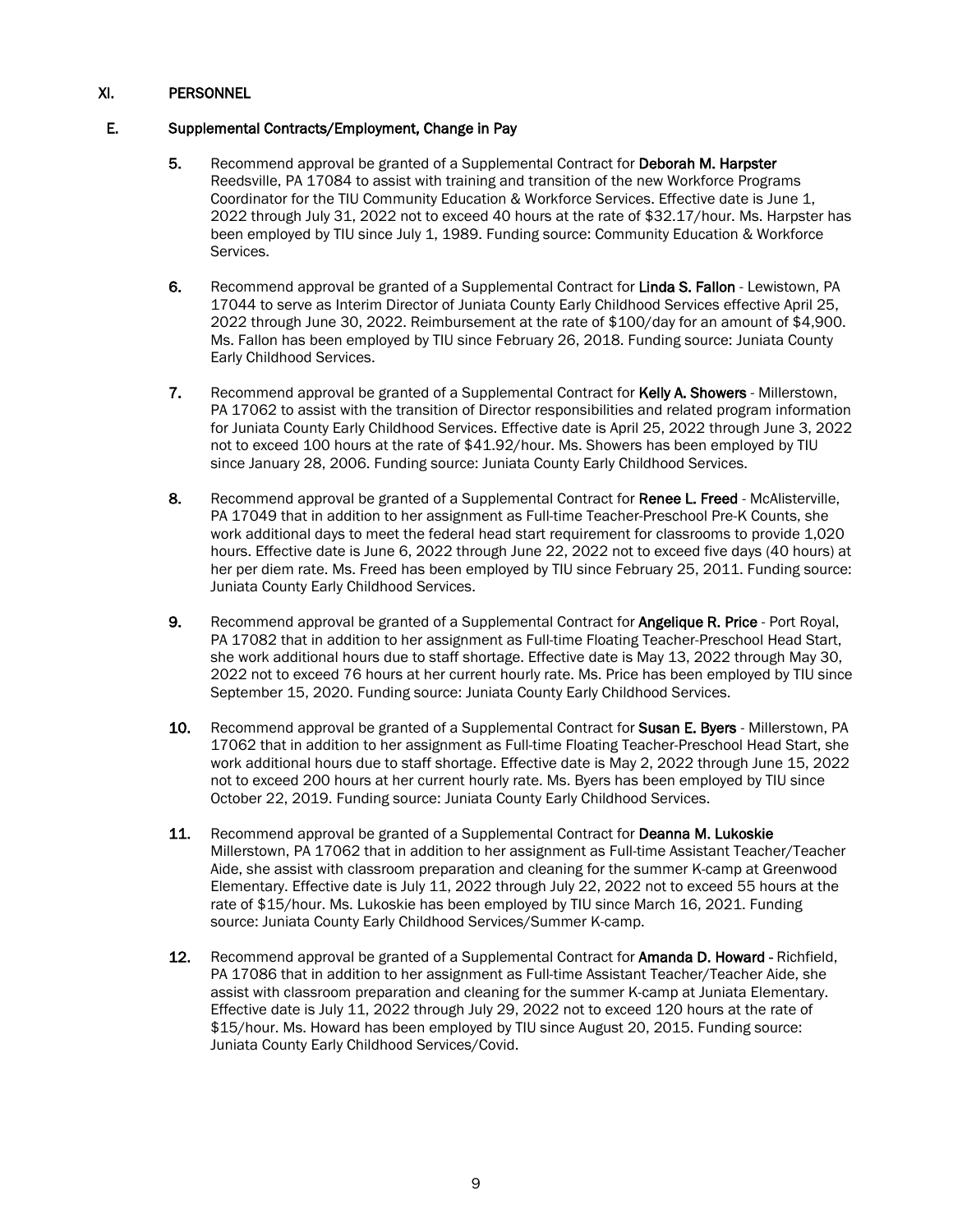## XI. PERSONNEL

### E. Supplemental Contracts/Employment, Change in Pay

5. Recommend approval be granted of a Supplemental Contract for **Deborah M. Harpster** Reedsville, PA 17084 to assist with training and transition of the new Workforce Programs Coordinator for the TIU Community Education & Workforce Services. Effective date is June 1, 2022 through July 31, 2022 not to exceed 40 hours at the rate of $32.17/hour. Ms. Harpster has been employed by TIU since July 1, 1989. Funding source: Community Education & Workforce Services.

6. Recommend approval be granted of a Supplemental Contract for **Linda S. Fallon** - Lewistown, PA 17044 to serve as Interim Director of Juniata County Early Childhood Services effective April 25, 2022 through June 30, 2022. Reimbursement at the rate of $100/day for an amount of $4,900. Ms. Fallon has been employed by TIU since February 26, 2018. Funding source: Juniata County Early Childhood Services.

7. Recommend approval be granted of a Supplemental Contract for **Kelly A. Showers** - Millerstown, PA 17062 to assist with the transition of Director responsibilities and related program information for Juniata County Early Childhood Services. Effective date is April 25, 2022 through June 3, 2022 not to exceed 100 hours at the rate of $41.92/hour. Ms. Showers has been employed by TIU since January 28, 2006. Funding source: Juniata County Early Childhood Services.

8. Recommend approval be granted of a Supplemental Contract for **Renee L. Freed** - McAlisterville, PA 17049 that in addition to her assignment as Full-time Teacher-Preschool Pre-K Counts, she work additional days to meet the federal head start requirement for classrooms to provide 1,020 hours. Effective date is June 6, 2022 through June 22, 2022 not to exceed five days (40 hours) at her per diem rate. Ms. Freed has been employed by TIU since February 25, 2011. Funding source: Juniata County Early Childhood Services.

9. Recommend approval be granted of a Supplemental Contract for **Angelique R. Price** - Port Royal, PA 17082 that in addition to her assignment as Full-time Floating Teacher-Preschool Head Start, she work additional hours due to staff shortage. Effective date is May 13, 2022 through May 30, 2022 not to exceed 76 hours at her current hourly rate. Ms. Price has been employed by TIU since September 15, 2020. Funding source: Juniata County Early Childhood Services.

10. Recommend approval be granted of a Supplemental Contract for **Susan E. Byers** - Millerstown, PA 17062 that in addition to her assignment as Full-time Floating Teacher-Preschool Head Start, she work additional hours due to staff shortage. Effective date is May 2, 2022 through June 15, 2022 not to exceed 200 hours at her current hourly rate. Ms. Byers has been employed by TIU since October 22, 2019. Funding source: Juniata County Early Childhood Services.

11. Recommend approval be granted of a Supplemental Contract for **Deanna M. Lukoskie** Millerstown, PA 17062 that in addition to her assignment as Full-time Assistant Teacher/Teacher Aide, she assist with classroom preparation and cleaning for the summer K-camp at Greenwood Elementary. Effective date is July 11, 2022 through July 22, 2022 not to exceed 55 hours at the rate of $15/hour. Ms. Lukoskie has been employed by TIU since March 16, 2021. Funding source: Juniata County Early Childhood Services/Summer K-camp.

12. Recommend approval be granted of a Supplemental Contract for **Amanda D. Howard** - Richfield, PA 17086 that in addition to her assignment as Full-time Assistant Teacher/Teacher Aide, she assist with classroom preparation and cleaning for the summer K-camp at Juniata Elementary. Effective date is July 11, 2022 through July 29, 2022 not to exceed 120 hours at the rate of $15/hour. Ms. Howard has been employed by TIU since August 20, 2015. Funding source: Juniata County Early Childhood Services/Covid.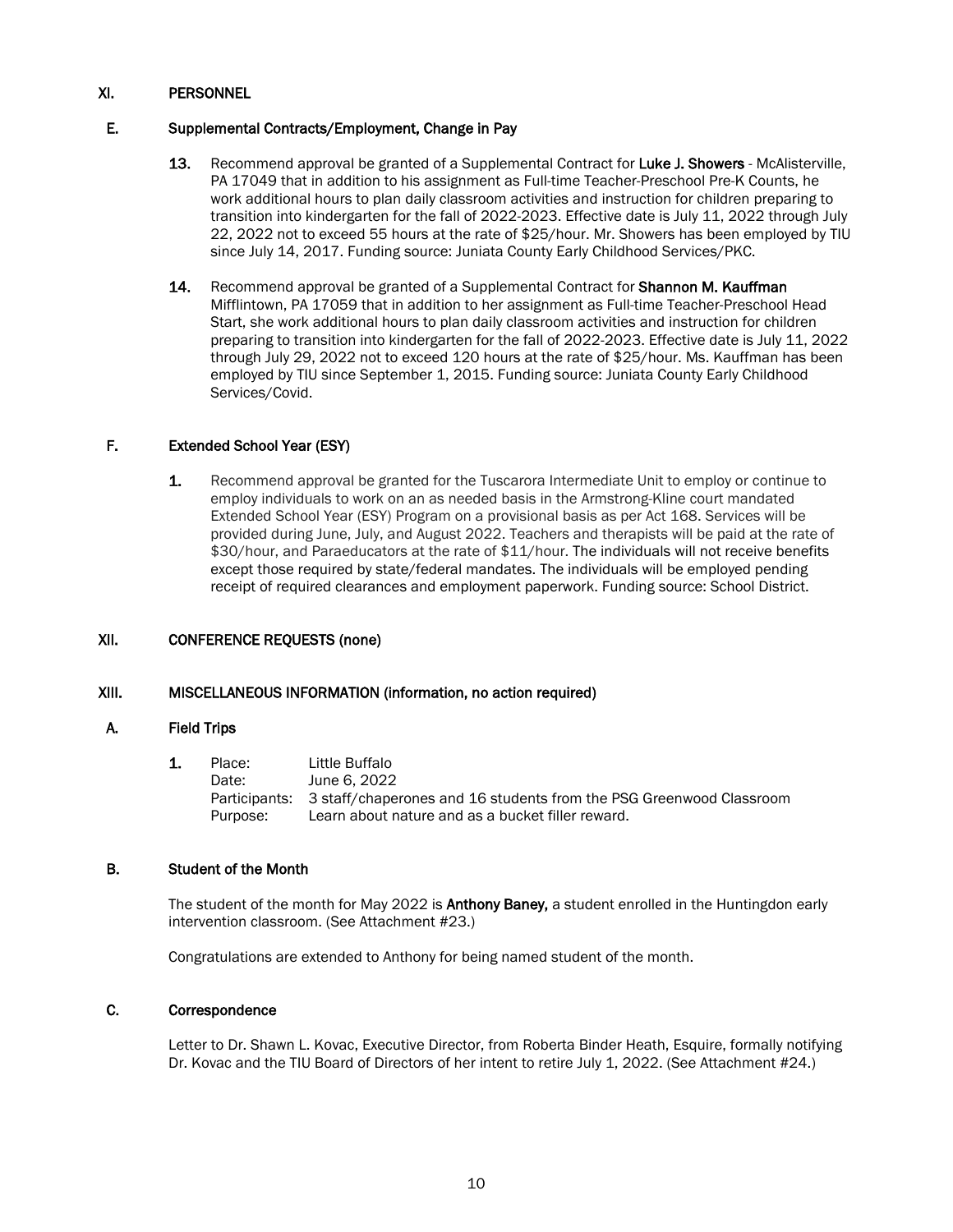## XI. PERSONNEL

### E. Supplemental Contracts/Employment, Change in Pay

13. Recommend approval be granted of a Supplemental Contract for **Luke J. Showers** - McAlisterville, PA 17049 that in addition to his assignment as Full-time Teacher-Preschool Pre-K Counts, he work additional hours to plan daily classroom activities and instruction for children preparing to transition into kindergarten for the fall of 2022-2023. Effective date is July 11, 2022 through July 22, 2022 not to exceed 55 hours at the rate of $25/hour. Mr. Showers has been employed by TIU since July 14, 2017. Funding source: Juniata County Early Childhood Services/PKC.

14. Recommend approval be granted of a Supplemental Contract for **Shannon M. Kauffman** Mifflintown, PA 17059 that in addition to her assignment as Full-time Teacher-Preschool Head Start, she work additional hours to plan daily classroom activities and instruction for children preparing to transition into kindergarten for the fall of 2022-2023. Effective date is July 11, 2022 through July 29, 2022 not to exceed 120 hours at the rate of $25/hour. Ms. Kauffman has been employed by TIU since September 1, 2015. Funding source: Juniata County Early Childhood Services/Covid.

### F. Extended School Year (ESY)

1. Recommend approval be granted for the Tuscarora Intermediate Unit to employ or continue to employ individuals to work on an as needed basis in the Armstrong-Kline court mandated Extended School Year (ESY) Program on a provisional basis as per Act 168. Services will be provided during June, July, and August 2022. Teachers and therapists will be paid at the rate of $30/hour, and Paraeducators at the rate of $11/hour. The individuals will not receive benefits except those required by state/federal mandates. The individuals will be employed pending receipt of required clearances and employment paperwork. Funding source: School District.

## XII. CONFERENCE REQUESTS (none)

## XIII. MISCELLANEOUS INFORMATION (information, no action required)

### A. Field Trips

1. Place: Little Buffalo
   Date: June 6, 2022
   Participants: 3 staff/chaperones and 16 students from the PSG Greenwood Classroom
   Purpose: Learn about nature and as a bucket filler reward.

### B. Student of the Month

The student of the month for May 2022 is **Anthony Baney,** a student enrolled in the Huntingdon early intervention classroom. (See Attachment #23.)

Congratulations are extended to Anthony for being named student of the month.

### C. Correspondence

Letter to Dr. Shawn L. Kovac, Executive Director, from Roberta Binder Heath, Esquire, formally notifying Dr. Kovac and the TIU Board of Directors of her intent to retire July 1, 2022. (See Attachment #24.)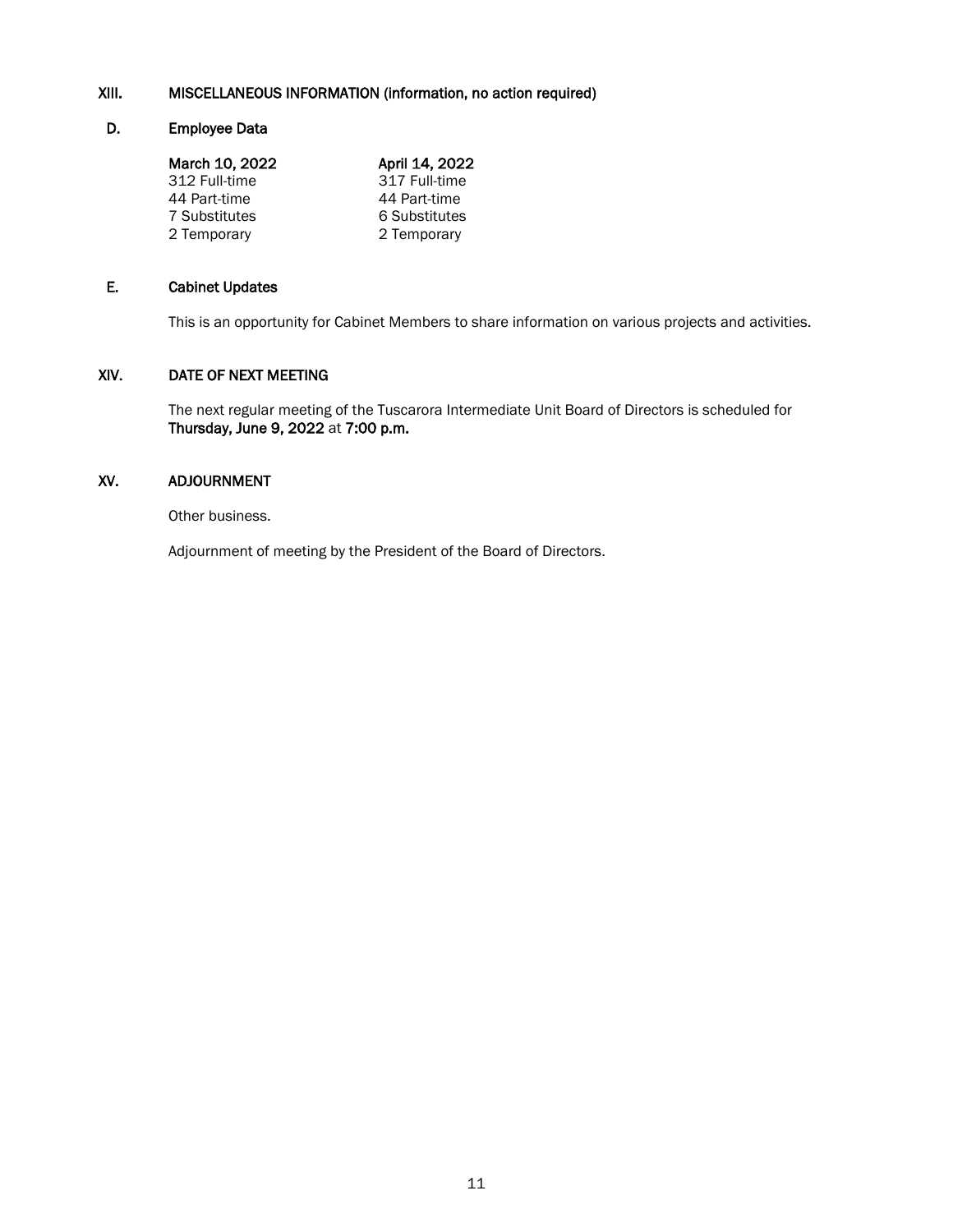## XIII. MISCELLANEOUS INFORMATION (information, no action required)

### D. Employee Data

| March 10, 2022 | April 14, 2022 |
|---|---|
| 312 Full-time | 317 Full-time |
| 44 Part-time | 44 Part-time |
| 7 Substitutes | 6 Substitutes |
| 2 Temporary | 2 Temporary |

### E. Cabinet Updates

This is an opportunity for Cabinet Members to share information on various projects and activities.

## XIV. DATE OF NEXT MEETING

The next regular meeting of the Tuscarora Intermediate Unit Board of Directors is scheduled for **Thursday, June 9, 2022** at **7:00 p.m.**

## XV. ADJOURNMENT

Other business.

Adjournment of meeting by the President of the Board of Directors.